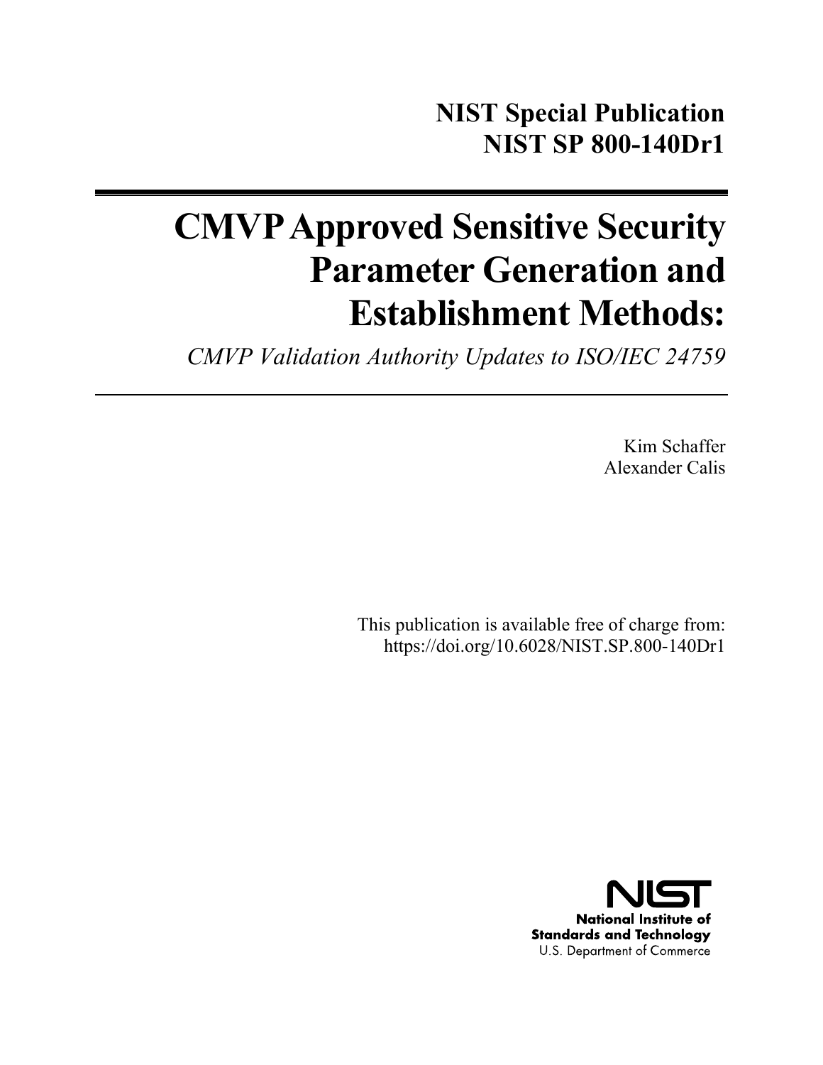NIST Special Publication
NIST SP 800-140Dr1

# CMVP Approved Sensitive Security Parameter Generation and Establishment Methods:

*CMVP Validation Authority Updates to ISO/IEC 24759*

Kim Schaffer
Alexander Calis

This publication is available free of charge from:
https://doi.org/10.6028/NIST.SP.800-140Dr1

**National Institute of Standards and Technology**
U.S. Department of Commerce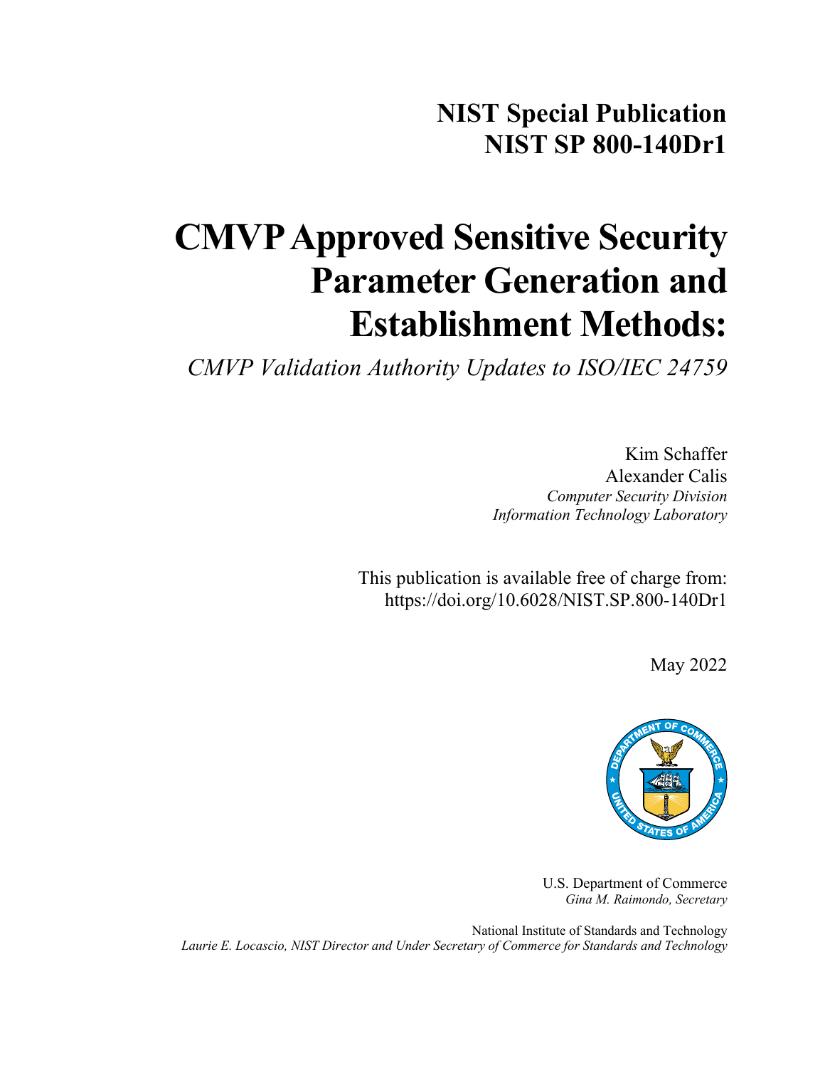# NIST Special Publication
# NIST SP 800-140Dr1

# CMVP Approved Sensitive Security Parameter Generation and Establishment Methods:

*CMVP Validation Authority Updates to ISO/IEC 24759*

Kim Schaffer
Alexander Calis
*Computer Security Division*
*Information Technology Laboratory*

This publication is available free of charge from:
https://doi.org/10.6028/NIST.SP.800-140Dr1

May 2022

U.S. Department of Commerce
*Gina M. Raimondo, Secretary*

National Institute of Standards and Technology
*Laurie E. Locascio, NIST Director and Under Secretary of Commerce for Standards and Technology*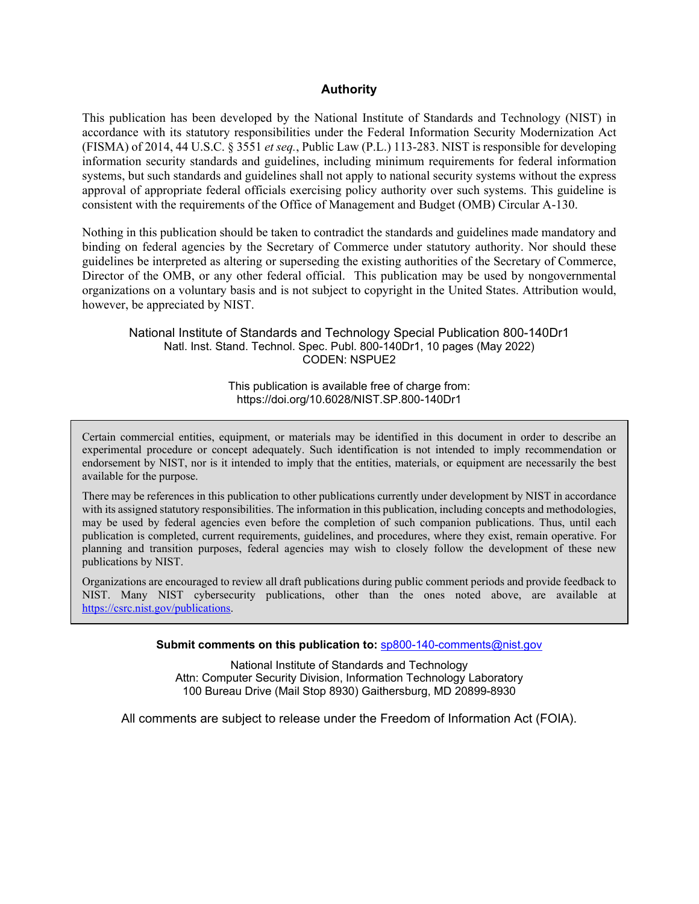## Authority

This publication has been developed by the National Institute of Standards and Technology (NIST) in accordance with its statutory responsibilities under the Federal Information Security Modernization Act (FISMA) of 2014, 44 U.S.C. § 3551 *et seq.*, Public Law (P.L.) 113-283. NIST is responsible for developing information security standards and guidelines, including minimum requirements for federal information systems, but such standards and guidelines shall not apply to national security systems without the express approval of appropriate federal officials exercising policy authority over such systems. This guideline is consistent with the requirements of the Office of Management and Budget (OMB) Circular A-130.

Nothing in this publication should be taken to contradict the standards and guidelines made mandatory and binding on federal agencies by the Secretary of Commerce under statutory authority. Nor should these guidelines be interpreted as altering or superseding the existing authorities of the Secretary of Commerce, Director of the OMB, or any other federal official. This publication may be used by nongovernmental organizations on a voluntary basis and is not subject to copyright in the United States. Attribution would, however, be appreciated by NIST.

National Institute of Standards and Technology Special Publication 800-140Dr1
Natl. Inst. Stand. Technol. Spec. Publ. 800-140Dr1, 10 pages (May 2022)
CODEN: NSPUE2

This publication is available free of charge from:
https://doi.org/10.6028/NIST.SP.800-140Dr1

Certain commercial entities, equipment, or materials may be identified in this document in order to describe an experimental procedure or concept adequately. Such identification is not intended to imply recommendation or endorsement by NIST, nor is it intended to imply that the entities, materials, or equipment are necessarily the best available for the purpose.

There may be references in this publication to other publications currently under development by NIST in accordance with its assigned statutory responsibilities. The information in this publication, including concepts and methodologies, may be used by federal agencies even before the completion of such companion publications. Thus, until each publication is completed, current requirements, guidelines, and procedures, where they exist, remain operative. For planning and transition purposes, federal agencies may wish to closely follow the development of these new publications by NIST.

Organizations are encouraged to review all draft publications during public comment periods and provide feedback to NIST. Many NIST cybersecurity publications, other than the ones noted above, are available at https://csrc.nist.gov/publications.

**Submit comments on this publication to:** sp800-140-comments@nist.gov

National Institute of Standards and Technology
Attn: Computer Security Division, Information Technology Laboratory
100 Bureau Drive (Mail Stop 8930) Gaithersburg, MD 20899-8930

All comments are subject to release under the Freedom of Information Act (FOIA).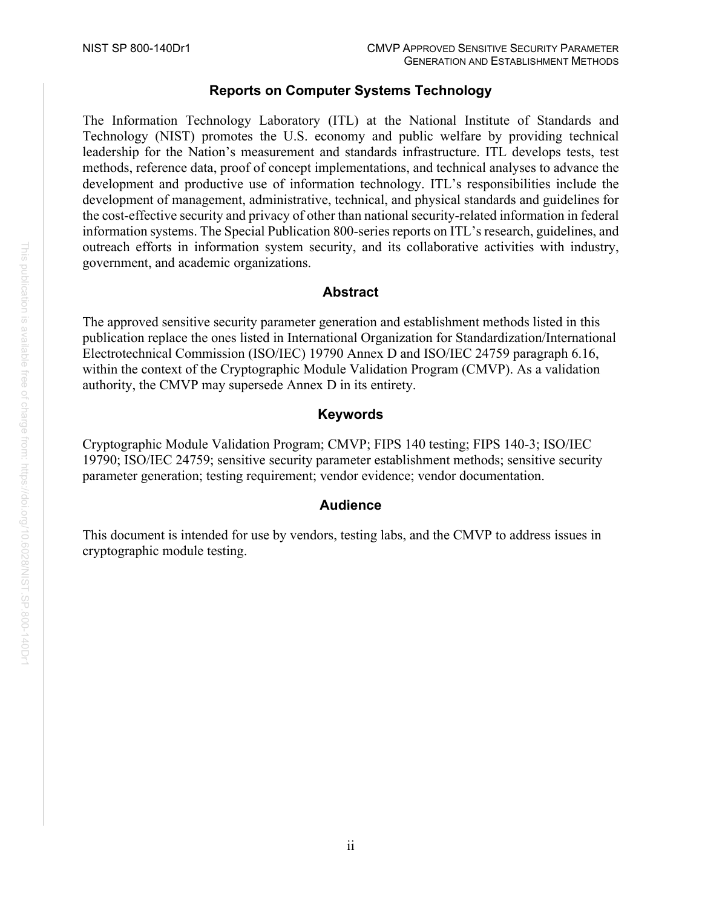## Reports on Computer Systems Technology

The Information Technology Laboratory (ITL) at the National Institute of Standards and Technology (NIST) promotes the U.S. economy and public welfare by providing technical leadership for the Nation's measurement and standards infrastructure. ITL develops tests, test methods, reference data, proof of concept implementations, and technical analyses to advance the development and productive use of information technology. ITL's responsibilities include the development of management, administrative, technical, and physical standards and guidelines for the cost-effective security and privacy of other than national security-related information in federal information systems. The Special Publication 800-series reports on ITL's research, guidelines, and outreach efforts in information system security, and its collaborative activities with industry, government, and academic organizations.

## Abstract

The approved sensitive security parameter generation and establishment methods listed in this publication replace the ones listed in International Organization for Standardization/International Electrotechnical Commission (ISO/IEC) 19790 Annex D and ISO/IEC 24759 paragraph 6.16, within the context of the Cryptographic Module Validation Program (CMVP). As a validation authority, the CMVP may supersede Annex D in its entirety.

## Keywords

Cryptographic Module Validation Program; CMVP; FIPS 140 testing; FIPS 140-3; ISO/IEC 19790; ISO/IEC 24759; sensitive security parameter establishment methods; sensitive security parameter generation; testing requirement; vendor evidence; vendor documentation.

## Audience

This document is intended for use by vendors, testing labs, and the CMVP to address issues in cryptographic module testing.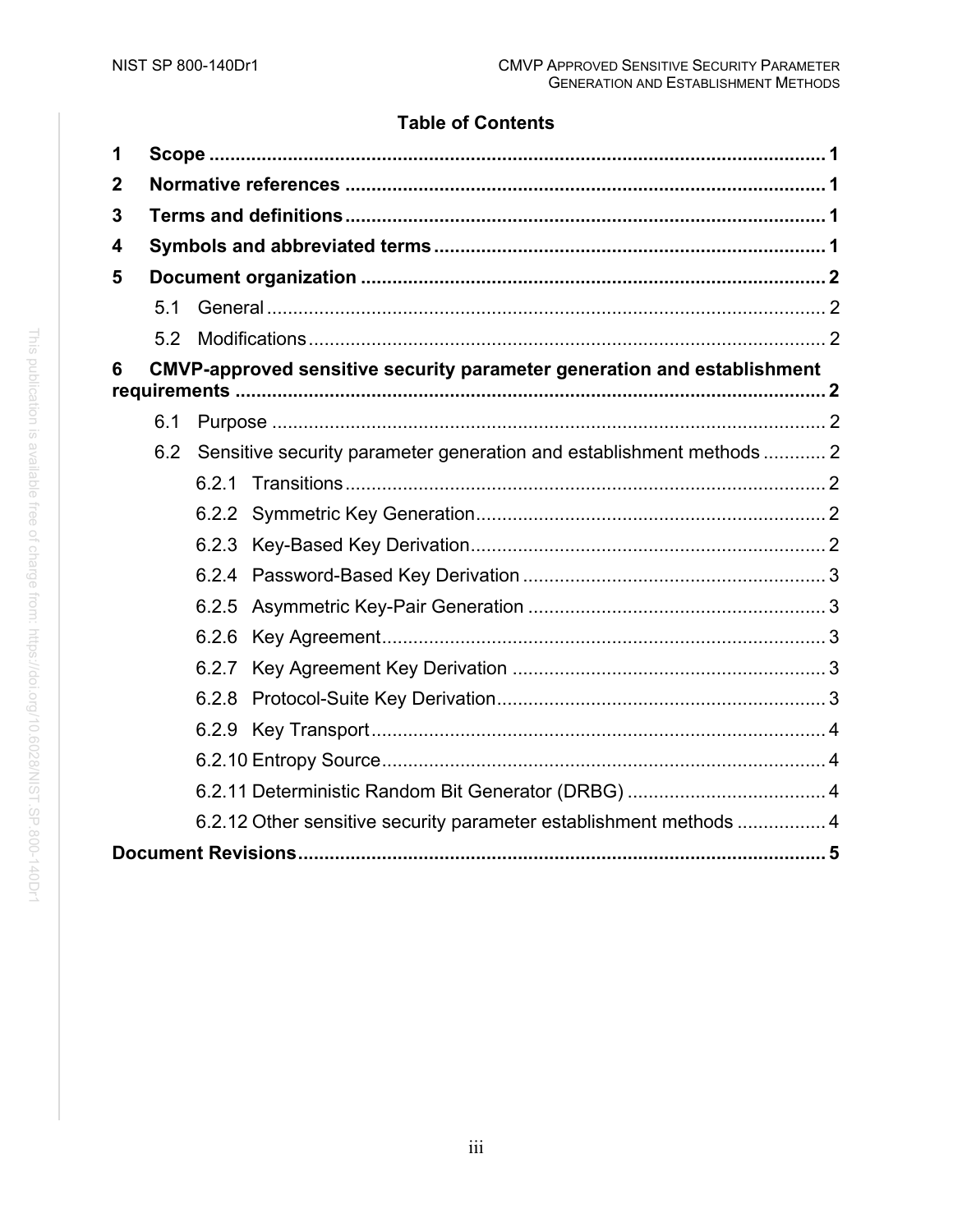**Table of Contents**

1 **Scope** ..... 1

2 **Normative references** ..... 1

3 **Terms and definitions** ..... 1

4 **Symbols and abbreviated terms** ..... 1

5 **Document organization** ..... 2

- 5.1 General ..... 2
- 5.2 Modifications ..... 2

6 **CMVP-approved sensitive security parameter generation and establishment requirements** ..... 2

- 6.1 Purpose ..... 2
- 6.2 Sensitive security parameter generation and establishment methods ..... 2
  - 6.2.1 Transitions ..... 2
  - 6.2.2 Symmetric Key Generation ..... 2
  - 6.2.3 Key-Based Key Derivation ..... 2
  - 6.2.4 Password-Based Key Derivation ..... 3
  - 6.2.5 Asymmetric Key-Pair Generation ..... 3
  - 6.2.6 Key Agreement ..... 3
  - 6.2.7 Key Agreement Key Derivation ..... 3
  - 6.2.8 Protocol-Suite Key Derivation ..... 3
  - 6.2.9 Key Transport ..... 4
  - 6.2.10 Entropy Source ..... 4
  - 6.2.11 Deterministic Random Bit Generator (DRBG) ..... 4
  - 6.2.12 Other sensitive security parameter establishment methods ..... 4

**Document Revisions** ..... 5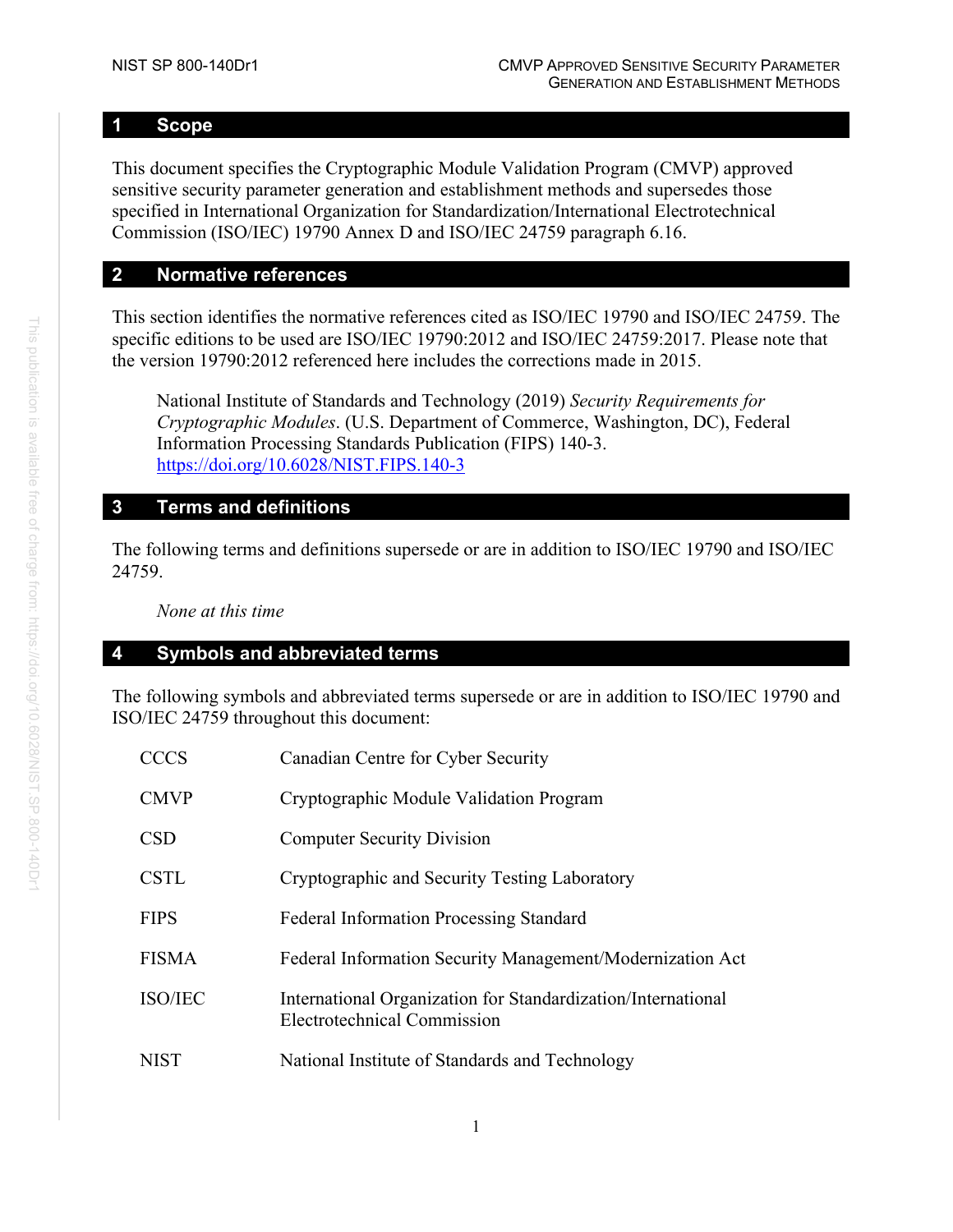## 1 Scope

This document specifies the Cryptographic Module Validation Program (CMVP) approved sensitive security parameter generation and establishment methods and supersedes those specified in International Organization for Standardization/International Electrotechnical Commission (ISO/IEC) 19790 Annex D and ISO/IEC 24759 paragraph 6.16.

## 2 Normative references

This section identifies the normative references cited as ISO/IEC 19790 and ISO/IEC 24759. The specific editions to be used are ISO/IEC 19790:2012 and ISO/IEC 24759:2017. Please note that the version 19790:2012 referenced here includes the corrections made in 2015.

> National Institute of Standards and Technology (2019) *Security Requirements for Cryptographic Modules*. (U.S. Department of Commerce, Washington, DC), Federal Information Processing Standards Publication (FIPS) 140-3. https://doi.org/10.6028/NIST.FIPS.140-3

## 3 Terms and definitions

The following terms and definitions supersede or are in addition to ISO/IEC 19790 and ISO/IEC 24759.

> *None at this time*

## 4 Symbols and abbreviated terms

The following symbols and abbreviated terms supersede or are in addition to ISO/IEC 19790 and ISO/IEC 24759 throughout this document:

| | |
|---|---|
| CCCS | Canadian Centre for Cyber Security |
| CMVP | Cryptographic Module Validation Program |
| CSD | Computer Security Division |
| CSTL | Cryptographic and Security Testing Laboratory |
| FIPS | Federal Information Processing Standard |
| FISMA | Federal Information Security Management/Modernization Act |
| ISO/IEC | International Organization for Standardization/International Electrotechnical Commission |
| NIST | National Institute of Standards and Technology |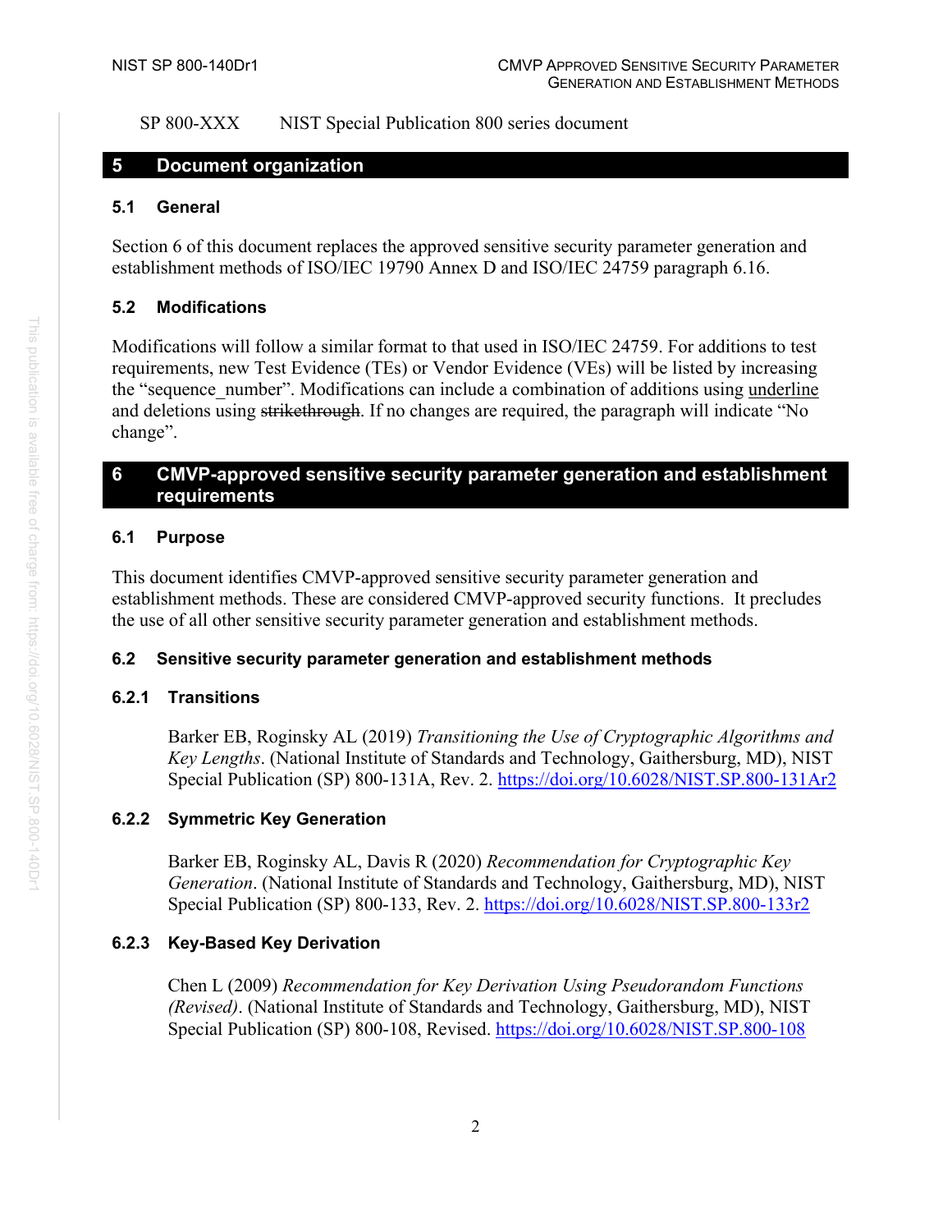SP 800-XXX NIST Special Publication 800 series document

# 5 Document organization

## 5.1 General

Section 6 of this document replaces the approved sensitive security parameter generation and establishment methods of ISO/IEC 19790 Annex D and ISO/IEC 24759 paragraph 6.16.

## 5.2 Modifications

Modifications will follow a similar format to that used in ISO/IEC 24759. For additions to test requirements, new Test Evidence (TEs) or Vendor Evidence (VEs) will be listed by increasing the "sequence_number". Modifications can include a combination of additions using <u>underline</u> and deletions using ~~strikethrough~~. If no changes are required, the paragraph will indicate "No change".

# 6 CMVP-approved sensitive security parameter generation and establishment requirements

## 6.1 Purpose

This document identifies CMVP-approved sensitive security parameter generation and establishment methods. These are considered CMVP-approved security functions. It precludes the use of all other sensitive security parameter generation and establishment methods.

## 6.2 Sensitive security parameter generation and establishment methods

### 6.2.1 Transitions

Barker EB, Roginsky AL (2019) *Transitioning the Use of Cryptographic Algorithms and Key Lengths*. (National Institute of Standards and Technology, Gaithersburg, MD), NIST Special Publication (SP) 800-131A, Rev. 2. https://doi.org/10.6028/NIST.SP.800-131Ar2

### 6.2.2 Symmetric Key Generation

Barker EB, Roginsky AL, Davis R (2020) *Recommendation for Cryptographic Key Generation*. (National Institute of Standards and Technology, Gaithersburg, MD), NIST Special Publication (SP) 800-133, Rev. 2. https://doi.org/10.6028/NIST.SP.800-133r2

### 6.2.3 Key-Based Key Derivation

Chen L (2009) *Recommendation for Key Derivation Using Pseudorandom Functions (Revised)*. (National Institute of Standards and Technology, Gaithersburg, MD), NIST Special Publication (SP) 800-108, Revised. https://doi.org/10.6028/NIST.SP.800-108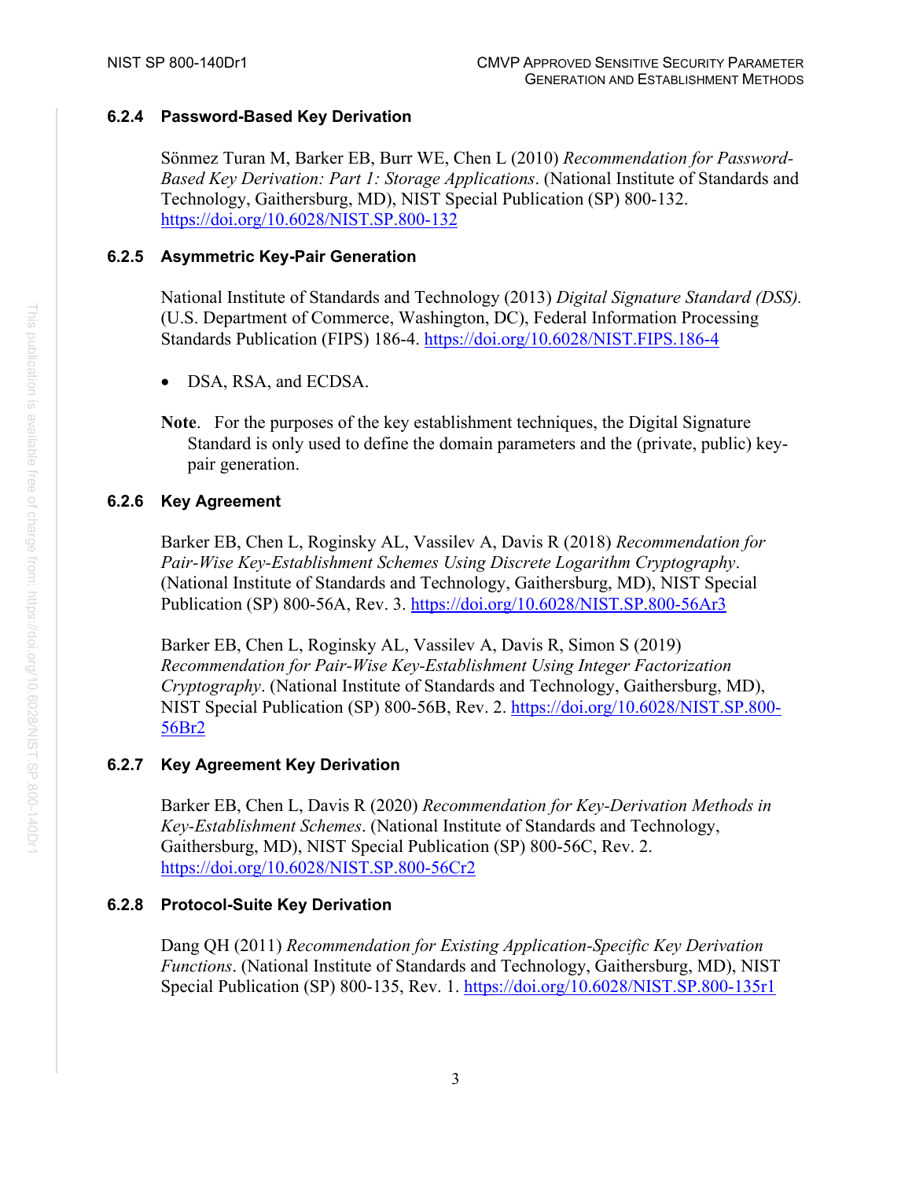### 6.2.4 Password-Based Key Derivation

Sönmez Turan M, Barker EB, Burr WE, Chen L (2010) *Recommendation for Password-Based Key Derivation: Part 1: Storage Applications*. (National Institute of Standards and Technology, Gaithersburg, MD), NIST Special Publication (SP) 800-132. https://doi.org/10.6028/NIST.SP.800-132

### 6.2.5 Asymmetric Key-Pair Generation

National Institute of Standards and Technology (2013) *Digital Signature Standard (DSS).* (U.S. Department of Commerce, Washington, DC), Federal Information Processing Standards Publication (FIPS) 186-4. https://doi.org/10.6028/NIST.FIPS.186-4

- DSA, RSA, and ECDSA.

**Note**. For the purposes of the key establishment techniques, the Digital Signature Standard is only used to define the domain parameters and the (private, public) key-pair generation.

### 6.2.6 Key Agreement

Barker EB, Chen L, Roginsky AL, Vassilev A, Davis R (2018) *Recommendation for Pair-Wise Key-Establishment Schemes Using Discrete Logarithm Cryptography*. (National Institute of Standards and Technology, Gaithersburg, MD), NIST Special Publication (SP) 800-56A, Rev. 3. https://doi.org/10.6028/NIST.SP.800-56Ar3

Barker EB, Chen L, Roginsky AL, Vassilev A, Davis R, Simon S (2019) *Recommendation for Pair-Wise Key-Establishment Using Integer Factorization Cryptography*. (National Institute of Standards and Technology, Gaithersburg, MD), NIST Special Publication (SP) 800-56B, Rev. 2. https://doi.org/10.6028/NIST.SP.800-56Br2

### 6.2.7 Key Agreement Key Derivation

Barker EB, Chen L, Davis R (2020) *Recommendation for Key-Derivation Methods in Key-Establishment Schemes*. (National Institute of Standards and Technology, Gaithersburg, MD), NIST Special Publication (SP) 800-56C, Rev. 2. https://doi.org/10.6028/NIST.SP.800-56Cr2

### 6.2.8 Protocol-Suite Key Derivation

Dang QH (2011) *Recommendation for Existing Application-Specific Key Derivation Functions*. (National Institute of Standards and Technology, Gaithersburg, MD), NIST Special Publication (SP) 800-135, Rev. 1. https://doi.org/10.6028/NIST.SP.800-135r1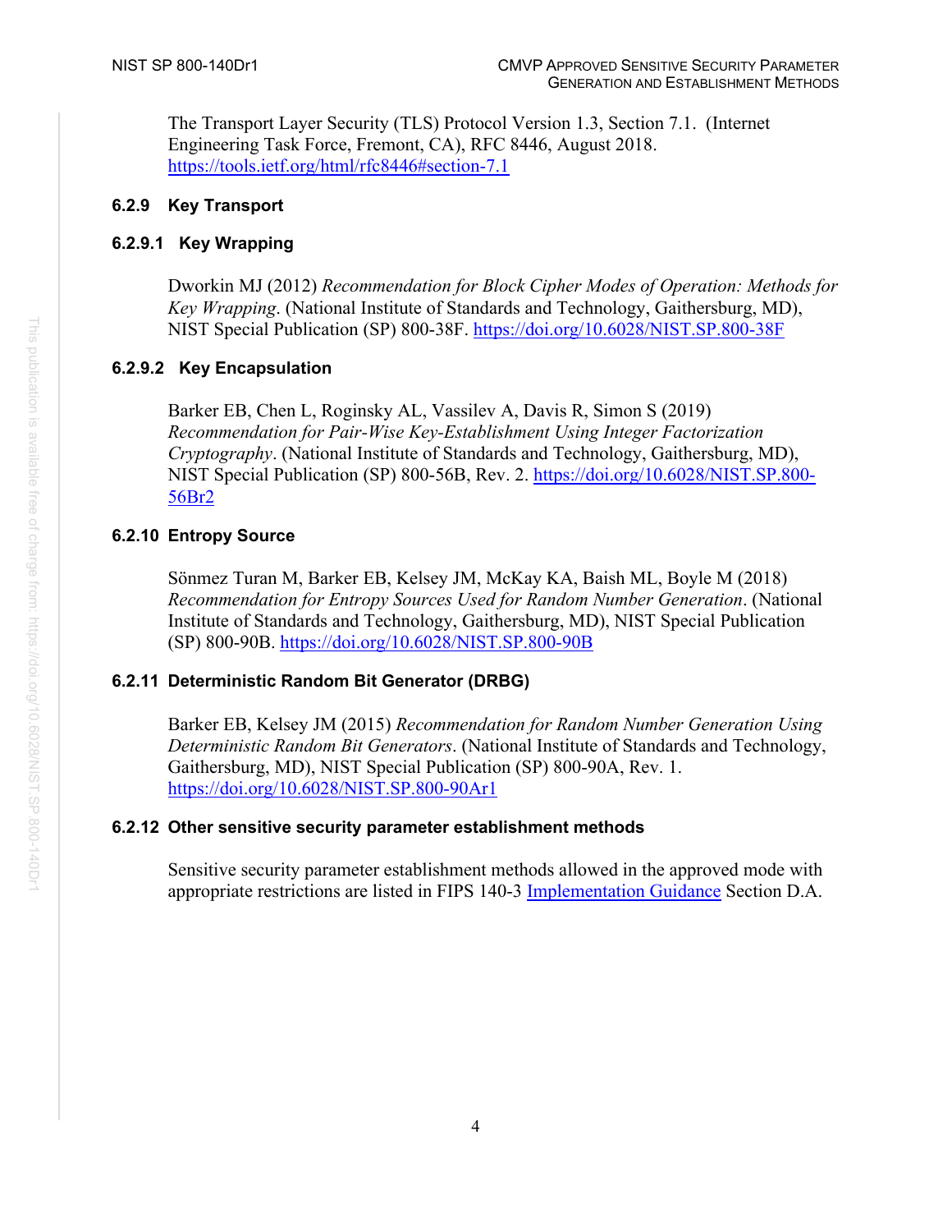The Transport Layer Security (TLS) Protocol Version 1.3, Section 7.1. (Internet Engineering Task Force, Fremont, CA), RFC 8446, August 2018. https://tools.ietf.org/html/rfc8446#section-7.1

### 6.2.9 Key Transport

#### 6.2.9.1 Key Wrapping

Dworkin MJ (2012) *Recommendation for Block Cipher Modes of Operation: Methods for Key Wrapping*. (National Institute of Standards and Technology, Gaithersburg, MD), NIST Special Publication (SP) 800-38F. https://doi.org/10.6028/NIST.SP.800-38F

#### 6.2.9.2 Key Encapsulation

Barker EB, Chen L, Roginsky AL, Vassilev A, Davis R, Simon S (2019) *Recommendation for Pair-Wise Key-Establishment Using Integer Factorization Cryptography*. (National Institute of Standards and Technology, Gaithersburg, MD), NIST Special Publication (SP) 800-56B, Rev. 2. https://doi.org/10.6028/NIST.SP.800-56Br2

### 6.2.10 Entropy Source

Sönmez Turan M, Barker EB, Kelsey JM, McKay KA, Baish ML, Boyle M (2018) *Recommendation for Entropy Sources Used for Random Number Generation*. (National Institute of Standards and Technology, Gaithersburg, MD), NIST Special Publication (SP) 800-90B. https://doi.org/10.6028/NIST.SP.800-90B

### 6.2.11 Deterministic Random Bit Generator (DRBG)

Barker EB, Kelsey JM (2015) *Recommendation for Random Number Generation Using Deterministic Random Bit Generators*. (National Institute of Standards and Technology, Gaithersburg, MD), NIST Special Publication (SP) 800-90A, Rev. 1. https://doi.org/10.6028/NIST.SP.800-90Ar1

### 6.2.12 Other sensitive security parameter establishment methods

Sensitive security parameter establishment methods allowed in the approved mode with appropriate restrictions are listed in FIPS 140-3 Implementation Guidance Section D.A.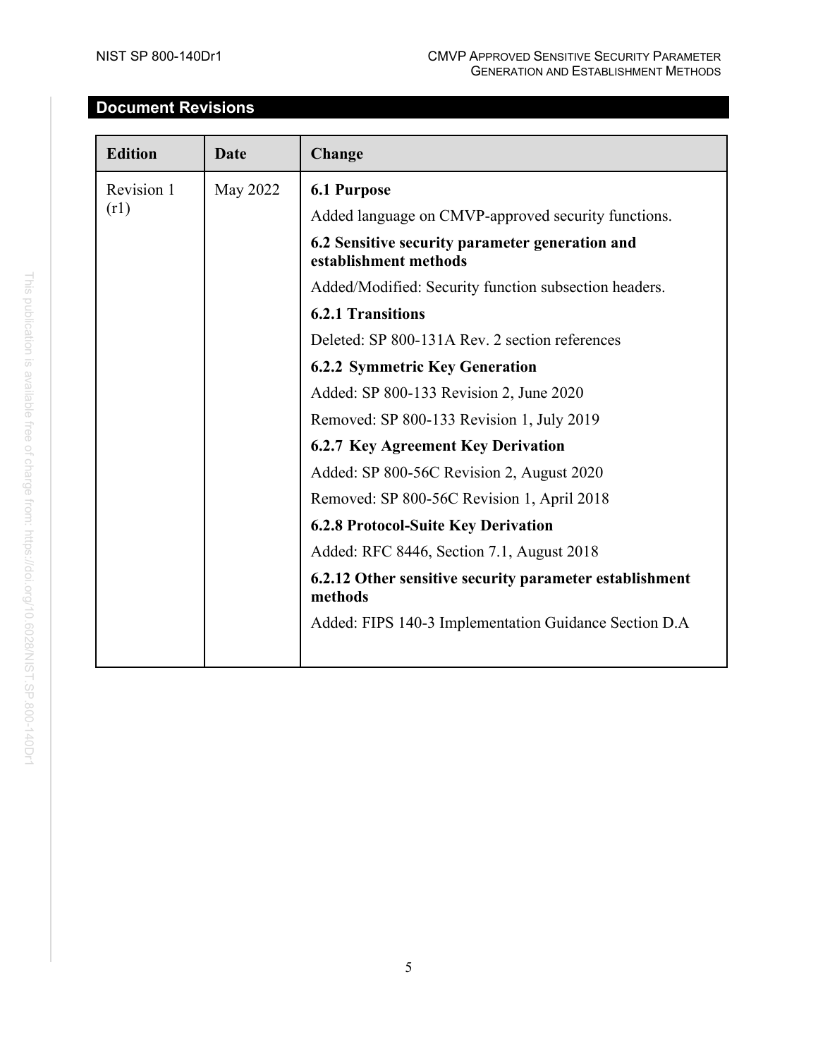## Document Revisions

| Edition | Date | Change |
|---|---|---|
| Revision 1 (r1) | May 2022 | **6.1 Purpose**<br>Added language on CMVP-approved security functions.<br>**6.2 Sensitive security parameter generation and establishment methods**<br>Added/Modified: Security function subsection headers.<br>**6.2.1 Transitions**<br>Deleted: SP 800-131A Rev. 2 section references<br>**6.2.2 Symmetric Key Generation**<br>Added: SP 800-133 Revision 2, June 2020<br>Removed: SP 800-133 Revision 1, July 2019<br>**6.2.7 Key Agreement Key Derivation**<br>Added: SP 800-56C Revision 2, August 2020<br>Removed: SP 800-56C Revision 1, April 2018<br>**6.2.8 Protocol-Suite Key Derivation**<br>Added: RFC 8446, Section 7.1, August 2018<br>**6.2.12 Other sensitive security parameter establishment methods**<br>Added: FIPS 140-3 Implementation Guidance Section D.A |